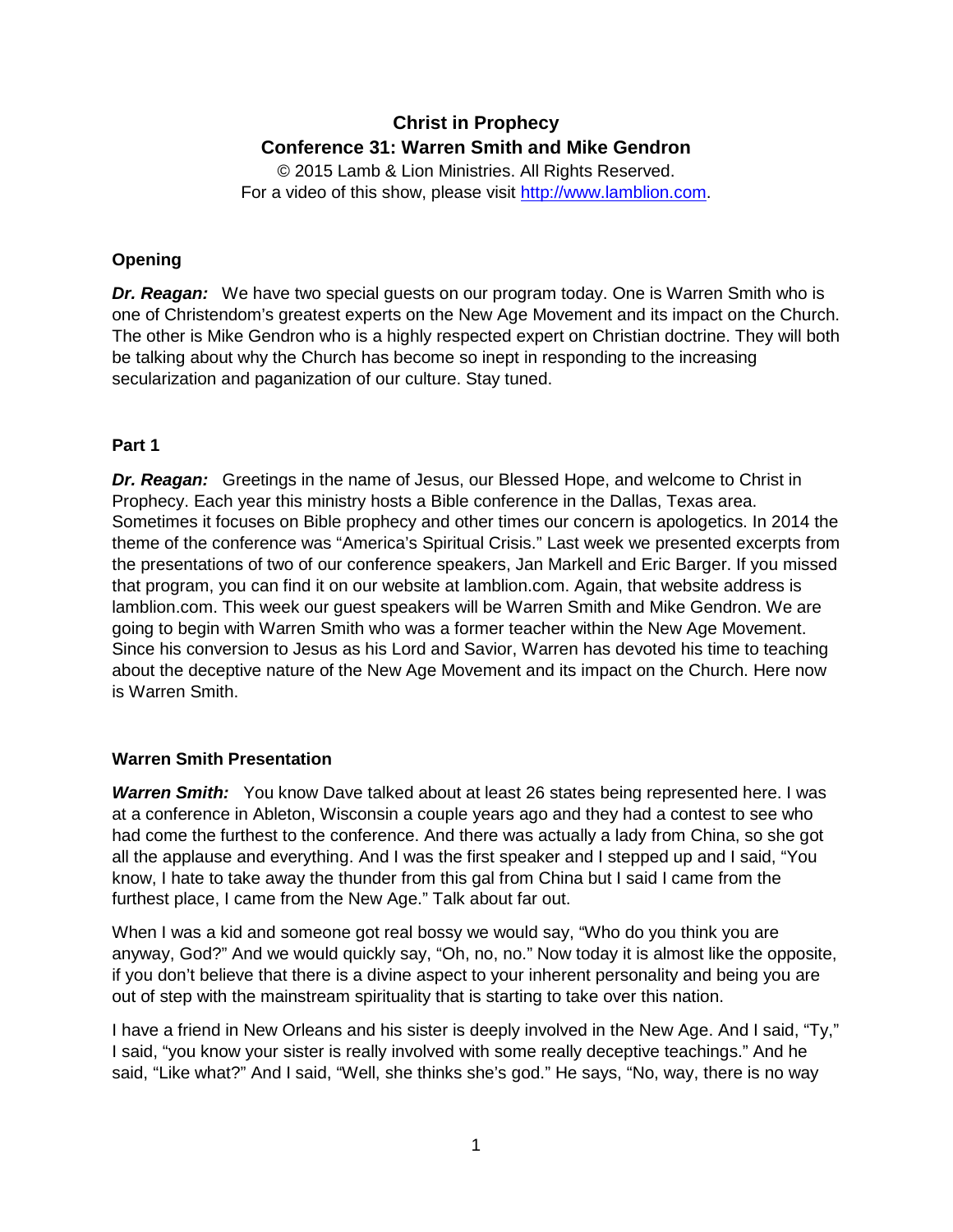# Christ in Prophecy
## Conference 31: Warren Smith and Mike Gendron

© 2015 Lamb & Lion Ministries. All Rights Reserved.
For a video of this show, please visit http://www.lamblion.com.

### Opening

***Dr. Reagan:*** We have two special guests on our program today. One is Warren Smith who is one of Christendom's greatest experts on the New Age Movement and its impact on the Church. The other is Mike Gendron who is a highly respected expert on Christian doctrine. They will both be talking about why the Church has become so inept in responding to the increasing secularization and paganization of our culture. Stay tuned.

### Part 1

***Dr. Reagan:*** Greetings in the name of Jesus, our Blessed Hope, and welcome to Christ in Prophecy. Each year this ministry hosts a Bible conference in the Dallas, Texas area. Sometimes it focuses on Bible prophecy and other times our concern is apologetics. In 2014 the theme of the conference was "America's Spiritual Crisis." Last week we presented excerpts from the presentations of two of our conference speakers, Jan Markell and Eric Barger. If you missed that program, you can find it on our website at lamblion.com. Again, that website address is lamblion.com. This week our guest speakers will be Warren Smith and Mike Gendron. We are going to begin with Warren Smith who was a former teacher within the New Age Movement. Since his conversion to Jesus as his Lord and Savior, Warren has devoted his time to teaching about the deceptive nature of the New Age Movement and its impact on the Church. Here now is Warren Smith.

### Warren Smith Presentation

***Warren Smith:*** You know Dave talked about at least 26 states being represented here. I was at a conference in Ableton, Wisconsin a couple years ago and they had a contest to see who had come the furthest to the conference. And there was actually a lady from China, so she got all the applause and everything. And I was the first speaker and I stepped up and I said, "You know, I hate to take away the thunder from this gal from China but I said I came from the furthest place, I came from the New Age." Talk about far out.

When I was a kid and someone got real bossy we would say, "Who do you think you are anyway, God?" And we would quickly say, "Oh, no, no." Now today it is almost like the opposite, if you don't believe that there is a divine aspect to your inherent personality and being you are out of step with the mainstream spirituality that is starting to take over this nation.

I have a friend in New Orleans and his sister is deeply involved in the New Age. And I said, "Ty," I said, "you know your sister is really involved with some really deceptive teachings." And he said, "Like what?" And I said, "Well, she thinks she's god." He says, "No, way, there is no way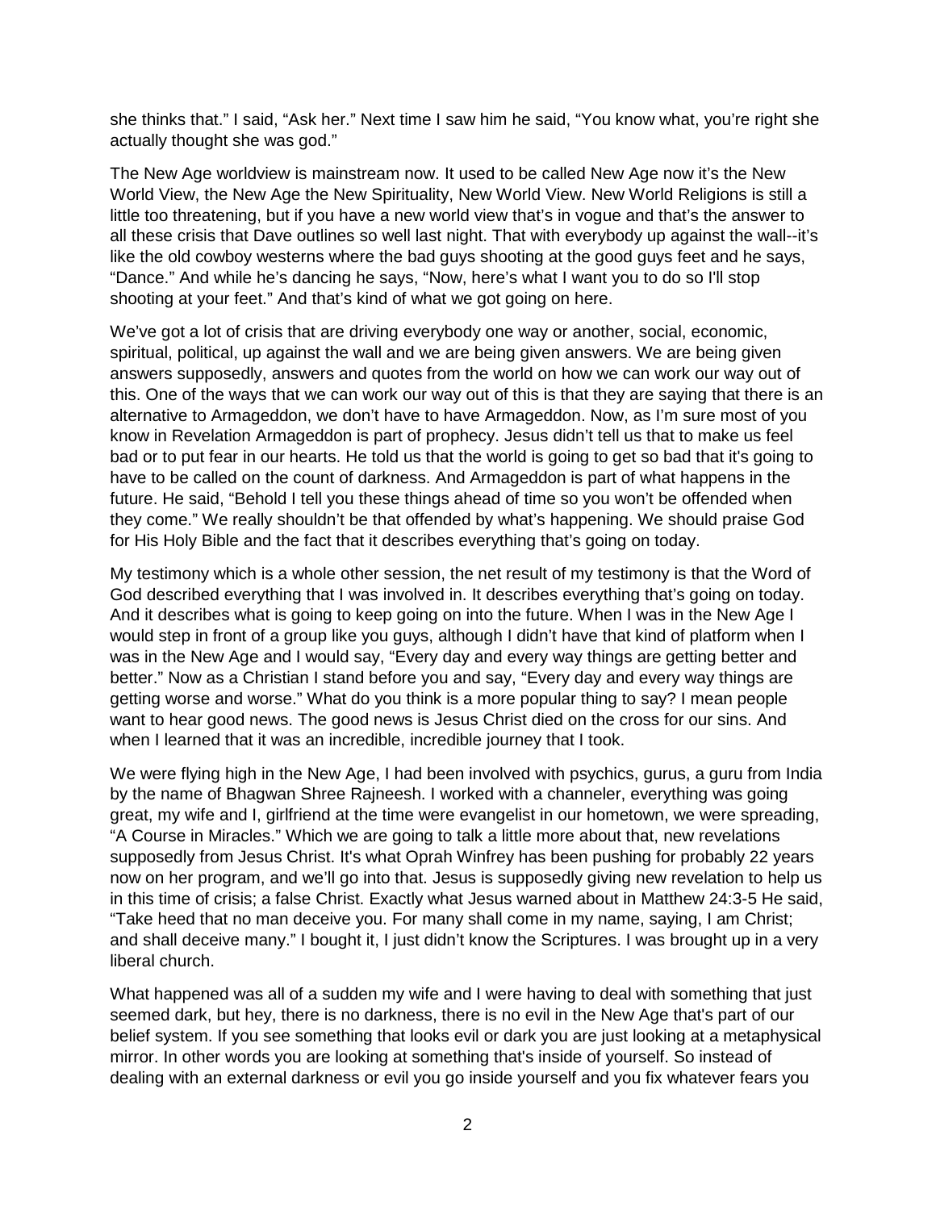she thinks that." I said, "Ask her." Next time I saw him he said, "You know what, you're right she actually thought she was god."

The New Age worldview is mainstream now. It used to be called New Age now it's the New World View, the New Age the New Spirituality, New World View. New World Religions is still a little too threatening, but if you have a new world view that's in vogue and that's the answer to all these crisis that Dave outlines so well last night. That with everybody up against the wall--it's like the old cowboy westerns where the bad guys shooting at the good guys feet and he says, "Dance." And while he's dancing he says, "Now, here's what I want you to do so I'll stop shooting at your feet." And that's kind of what we got going on here.

We've got a lot of crisis that are driving everybody one way or another, social, economic, spiritual, political, up against the wall and we are being given answers. We are being given answers supposedly, answers and quotes from the world on how we can work our way out of this. One of the ways that we can work our way out of this is that they are saying that there is an alternative to Armageddon, we don't have to have Armageddon. Now, as I'm sure most of you know in Revelation Armageddon is part of prophecy. Jesus didn't tell us that to make us feel bad or to put fear in our hearts. He told us that the world is going to get so bad that it's going to have to be called on the count of darkness. And Armageddon is part of what happens in the future. He said, "Behold I tell you these things ahead of time so you won't be offended when they come." We really shouldn't be that offended by what's happening. We should praise God for His Holy Bible and the fact that it describes everything that's going on today.

My testimony which is a whole other session, the net result of my testimony is that the Word of God described everything that I was involved in. It describes everything that's going on today. And it describes what is going to keep going on into the future. When I was in the New Age I would step in front of a group like you guys, although I didn't have that kind of platform when I was in the New Age and I would say, "Every day and every way things are getting better and better." Now as a Christian I stand before you and say, "Every day and every way things are getting worse and worse." What do you think is a more popular thing to say? I mean people want to hear good news. The good news is Jesus Christ died on the cross for our sins. And when I learned that it was an incredible, incredible journey that I took.

We were flying high in the New Age, I had been involved with psychics, gurus, a guru from India by the name of Bhagwan Shree Rajneesh. I worked with a channeler, everything was going great, my wife and I, girlfriend at the time were evangelist in our hometown, we were spreading, "A Course in Miracles." Which we are going to talk a little more about that, new revelations supposedly from Jesus Christ. It's what Oprah Winfrey has been pushing for probably 22 years now on her program, and we'll go into that. Jesus is supposedly giving new revelation to help us in this time of crisis; a false Christ. Exactly what Jesus warned about in Matthew 24:3-5 He said, "Take heed that no man deceive you. For many shall come in my name, saying, I am Christ; and shall deceive many." I bought it, I just didn't know the Scriptures. I was brought up in a very liberal church.

What happened was all of a sudden my wife and I were having to deal with something that just seemed dark, but hey, there is no darkness, there is no evil in the New Age that's part of our belief system. If you see something that looks evil or dark you are just looking at a metaphysical mirror. In other words you are looking at something that's inside of yourself. So instead of dealing with an external darkness or evil you go inside yourself and you fix whatever fears you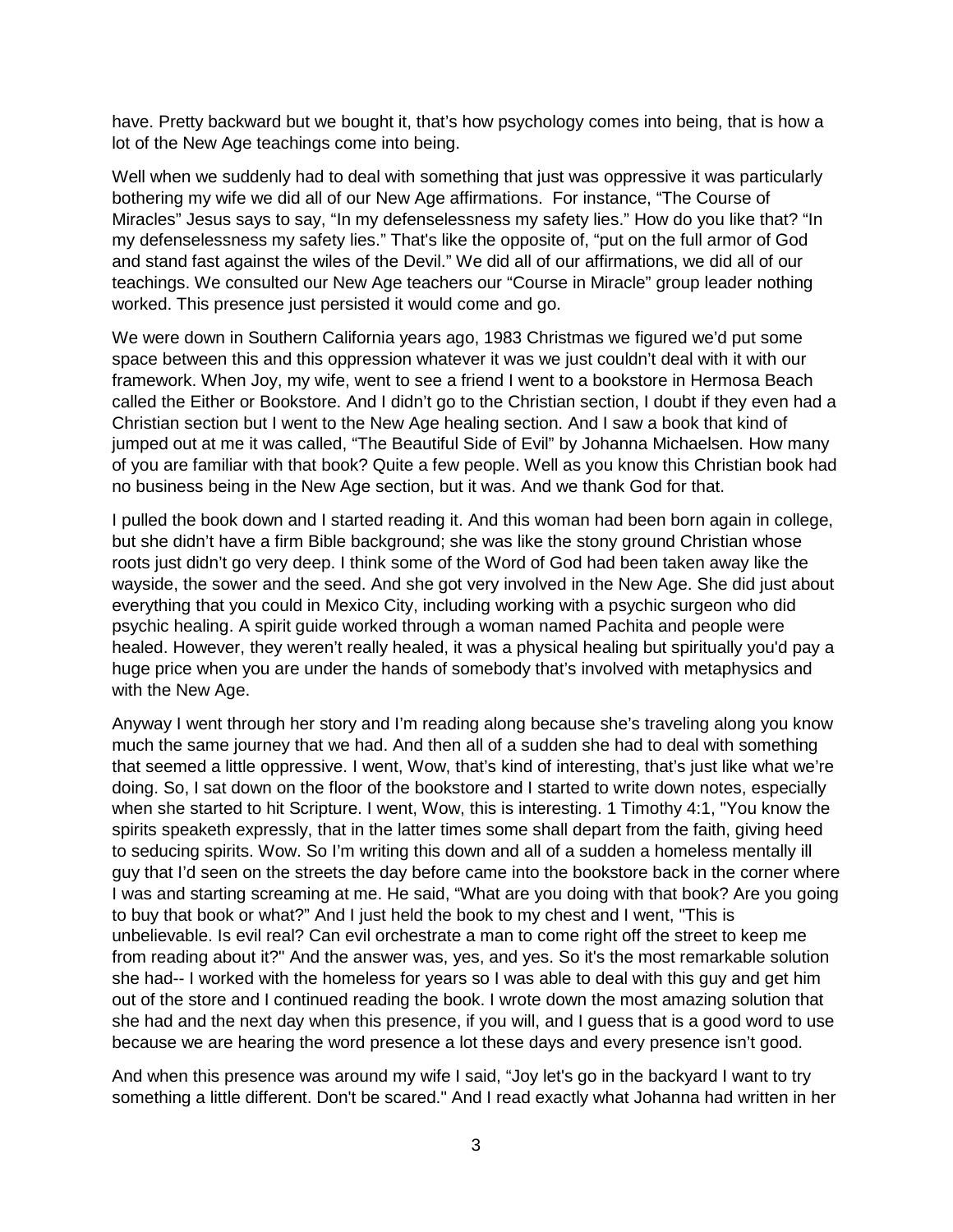have. Pretty backward but we bought it, that's how psychology comes into being, that is how a lot of the New Age teachings come into being.

Well when we suddenly had to deal with something that just was oppressive it was particularly bothering my wife we did all of our New Age affirmations. For instance, "The Course of Miracles" Jesus says to say, "In my defenselessness my safety lies." How do you like that? "In my defenselessness my safety lies." That's like the opposite of, "put on the full armor of God and stand fast against the wiles of the Devil." We did all of our affirmations, we did all of our teachings. We consulted our New Age teachers our "Course in Miracle" group leader nothing worked. This presence just persisted it would come and go.

We were down in Southern California years ago, 1983 Christmas we figured we'd put some space between this and this oppression whatever it was we just couldn't deal with it with our framework. When Joy, my wife, went to see a friend I went to a bookstore in Hermosa Beach called the Either or Bookstore. And I didn't go to the Christian section, I doubt if they even had a Christian section but I went to the New Age healing section. And I saw a book that kind of jumped out at me it was called, "The Beautiful Side of Evil" by Johanna Michaelsen. How many of you are familiar with that book? Quite a few people. Well as you know this Christian book had no business being in the New Age section, but it was. And we thank God for that.

I pulled the book down and I started reading it. And this woman had been born again in college, but she didn't have a firm Bible background; she was like the stony ground Christian whose roots just didn't go very deep. I think some of the Word of God had been taken away like the wayside, the sower and the seed. And she got very involved in the New Age. She did just about everything that you could in Mexico City, including working with a psychic surgeon who did psychic healing. A spirit guide worked through a woman named Pachita and people were healed. However, they weren't really healed, it was a physical healing but spiritually you'd pay a huge price when you are under the hands of somebody that's involved with metaphysics and with the New Age.

Anyway I went through her story and I'm reading along because she's traveling along you know much the same journey that we had. And then all of a sudden she had to deal with something that seemed a little oppressive. I went, Wow, that's kind of interesting, that's just like what we're doing. So, I sat down on the floor of the bookstore and I started to write down notes, especially when she started to hit Scripture. I went, Wow, this is interesting. 1 Timothy 4:1, "You know the spirits speaketh expressly, that in the latter times some shall depart from the faith, giving heed to seducing spirits. Wow. So I'm writing this down and all of a sudden a homeless mentally ill guy that I'd seen on the streets the day before came into the bookstore back in the corner where I was and starting screaming at me. He said, "What are you doing with that book? Are you going to buy that book or what?" And I just held the book to my chest and I went, "This is unbelievable. Is evil real? Can evil orchestrate a man to come right off the street to keep me from reading about it?" And the answer was, yes, and yes. So it's the most remarkable solution she had-- I worked with the homeless for years so I was able to deal with this guy and get him out of the store and I continued reading the book. I wrote down the most amazing solution that she had and the next day when this presence, if you will, and I guess that is a good word to use because we are hearing the word presence a lot these days and every presence isn't good.

And when this presence was around my wife I said, "Joy let's go in the backyard I want to try something a little different. Don't be scared." And I read exactly what Johanna had written in her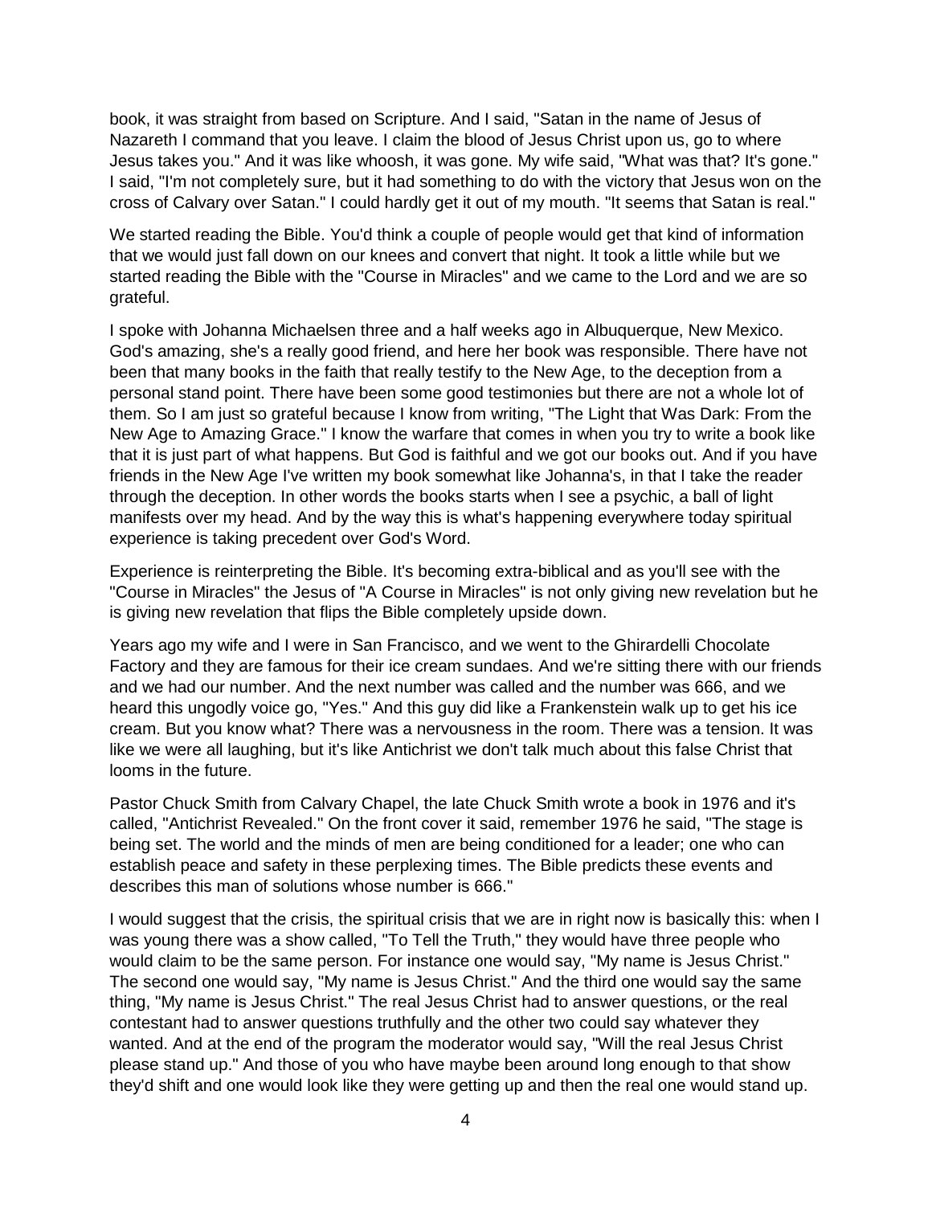book, it was straight from based on Scripture. And I said, "Satan in the name of Jesus of Nazareth I command that you leave. I claim the blood of Jesus Christ upon us, go to where Jesus takes you." And it was like whoosh, it was gone. My wife said, "What was that? It's gone." I said, "I'm not completely sure, but it had something to do with the victory that Jesus won on the cross of Calvary over Satan." I could hardly get it out of my mouth. "It seems that Satan is real."

We started reading the Bible. You'd think a couple of people would get that kind of information that we would just fall down on our knees and convert that night. It took a little while but we started reading the Bible with the "Course in Miracles" and we came to the Lord and we are so grateful.

I spoke with Johanna Michaelsen three and a half weeks ago in Albuquerque, New Mexico. God's amazing, she's a really good friend, and here her book was responsible. There have not been that many books in the faith that really testify to the New Age, to the deception from a personal stand point. There have been some good testimonies but there are not a whole lot of them. So I am just so grateful because I know from writing, "The Light that Was Dark: From the New Age to Amazing Grace." I know the warfare that comes in when you try to write a book like that it is just part of what happens. But God is faithful and we got our books out. And if you have friends in the New Age I've written my book somewhat like Johanna's, in that I take the reader through the deception. In other words the books starts when I see a psychic, a ball of light manifests over my head. And by the way this is what's happening everywhere today spiritual experience is taking precedent over God's Word.

Experience is reinterpreting the Bible. It's becoming extra-biblical and as you'll see with the "Course in Miracles" the Jesus of "A Course in Miracles" is not only giving new revelation but he is giving new revelation that flips the Bible completely upside down.

Years ago my wife and I were in San Francisco, and we went to the Ghirardelli Chocolate Factory and they are famous for their ice cream sundaes. And we're sitting there with our friends and we had our number. And the next number was called and the number was 666, and we heard this ungodly voice go, "Yes." And this guy did like a Frankenstein walk up to get his ice cream. But you know what? There was a nervousness in the room. There was a tension. It was like we were all laughing, but it's like Antichrist we don't talk much about this false Christ that looms in the future.

Pastor Chuck Smith from Calvary Chapel, the late Chuck Smith wrote a book in 1976 and it's called, "Antichrist Revealed." On the front cover it said, remember 1976 he said, "The stage is being set. The world and the minds of men are being conditioned for a leader; one who can establish peace and safety in these perplexing times. The Bible predicts these events and describes this man of solutions whose number is 666."

I would suggest that the crisis, the spiritual crisis that we are in right now is basically this: when I was young there was a show called, "To Tell the Truth," they would have three people who would claim to be the same person. For instance one would say, "My name is Jesus Christ." The second one would say, "My name is Jesus Christ." And the third one would say the same thing, "My name is Jesus Christ." The real Jesus Christ had to answer questions, or the real contestant had to answer questions truthfully and the other two could say whatever they wanted. And at the end of the program the moderator would say, "Will the real Jesus Christ please stand up." And those of you who have maybe been around long enough to that show they'd shift and one would look like they were getting up and then the real one would stand up.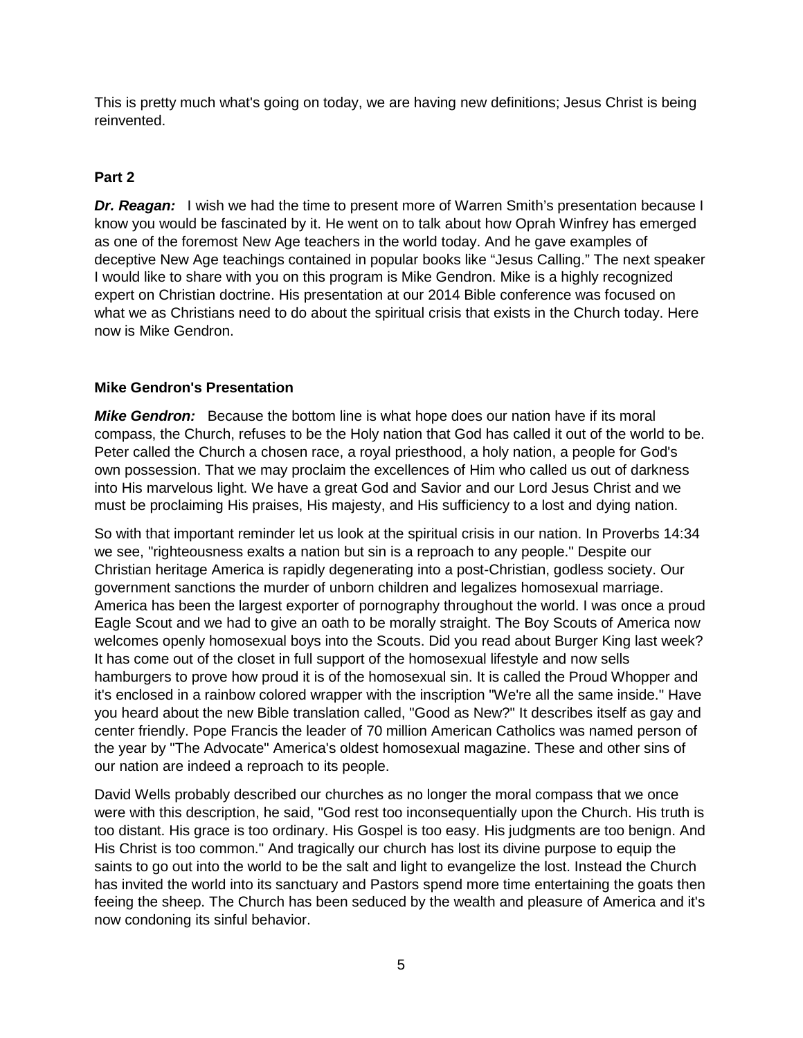This is pretty much what's going on today, we are having new definitions; Jesus Christ is being reinvented.

**Part 2**

***Dr. Reagan:*** I wish we had the time to present more of Warren Smith's presentation because I know you would be fascinated by it. He went on to talk about how Oprah Winfrey has emerged as one of the foremost New Age teachers in the world today. And he gave examples of deceptive New Age teachings contained in popular books like "Jesus Calling." The next speaker I would like to share with you on this program is Mike Gendron. Mike is a highly recognized expert on Christian doctrine. His presentation at our 2014 Bible conference was focused on what we as Christians need to do about the spiritual crisis that exists in the Church today. Here now is Mike Gendron.

**Mike Gendron's Presentation**

***Mike Gendron:*** Because the bottom line is what hope does our nation have if its moral compass, the Church, refuses to be the Holy nation that God has called it out of the world to be. Peter called the Church a chosen race, a royal priesthood, a holy nation, a people for God's own possession. That we may proclaim the excellences of Him who called us out of darkness into His marvelous light. We have a great God and Savior and our Lord Jesus Christ and we must be proclaiming His praises, His majesty, and His sufficiency to a lost and dying nation.

So with that important reminder let us look at the spiritual crisis in our nation. In Proverbs 14:34 we see, "righteousness exalts a nation but sin is a reproach to any people." Despite our Christian heritage America is rapidly degenerating into a post-Christian, godless society. Our government sanctions the murder of unborn children and legalizes homosexual marriage. America has been the largest exporter of pornography throughout the world. I was once a proud Eagle Scout and we had to give an oath to be morally straight. The Boy Scouts of America now welcomes openly homosexual boys into the Scouts. Did you read about Burger King last week? It has come out of the closet in full support of the homosexual lifestyle and now sells hamburgers to prove how proud it is of the homosexual sin. It is called the Proud Whopper and it's enclosed in a rainbow colored wrapper with the inscription "We're all the same inside." Have you heard about the new Bible translation called, "Good as New?" It describes itself as gay and center friendly. Pope Francis the leader of 70 million American Catholics was named person of the year by "The Advocate" America's oldest homosexual magazine. These and other sins of our nation are indeed a reproach to its people.

David Wells probably described our churches as no longer the moral compass that we once were with this description, he said, "God rest too inconsequentially upon the Church. His truth is too distant. His grace is too ordinary. His Gospel is too easy. His judgments are too benign. And His Christ is too common." And tragically our church has lost its divine purpose to equip the saints to go out into the world to be the salt and light to evangelize the lost. Instead the Church has invited the world into its sanctuary and Pastors spend more time entertaining the goats then feeing the sheep. The Church has been seduced by the wealth and pleasure of America and it's now condoning its sinful behavior.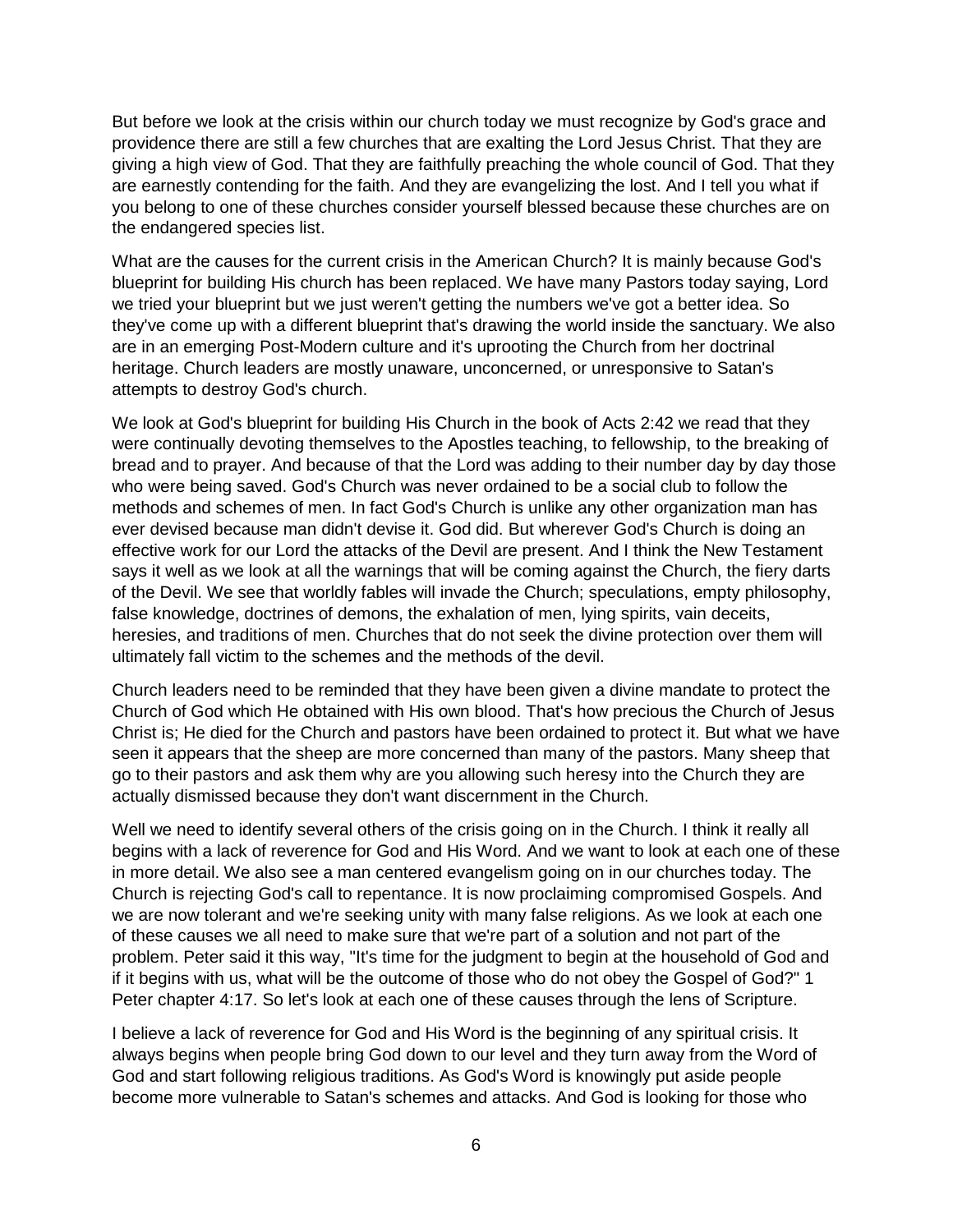But before we look at the crisis within our church today we must recognize by God's grace and providence there are still a few churches that are exalting the Lord Jesus Christ. That they are giving a high view of God. That they are faithfully preaching the whole council of God. That they are earnestly contending for the faith. And they are evangelizing the lost. And I tell you what if you belong to one of these churches consider yourself blessed because these churches are on the endangered species list.

What are the causes for the current crisis in the American Church? It is mainly because God's blueprint for building His church has been replaced. We have many Pastors today saying, Lord we tried your blueprint but we just weren't getting the numbers we've got a better idea. So they've come up with a different blueprint that's drawing the world inside the sanctuary. We also are in an emerging Post-Modern culture and it's uprooting the Church from her doctrinal heritage. Church leaders are mostly unaware, unconcerned, or unresponsive to Satan's attempts to destroy God's church.

We look at God's blueprint for building His Church in the book of Acts 2:42 we read that they were continually devoting themselves to the Apostles teaching, to fellowship, to the breaking of bread and to prayer. And because of that the Lord was adding to their number day by day those who were being saved. God's Church was never ordained to be a social club to follow the methods and schemes of men. In fact God's Church is unlike any other organization man has ever devised because man didn't devise it. God did. But wherever God's Church is doing an effective work for our Lord the attacks of the Devil are present. And I think the New Testament says it well as we look at all the warnings that will be coming against the Church, the fiery darts of the Devil. We see that worldly fables will invade the Church; speculations, empty philosophy, false knowledge, doctrines of demons, the exhalation of men, lying spirits, vain deceits, heresies, and traditions of men. Churches that do not seek the divine protection over them will ultimately fall victim to the schemes and the methods of the devil.

Church leaders need to be reminded that they have been given a divine mandate to protect the Church of God which He obtained with His own blood. That's how precious the Church of Jesus Christ is; He died for the Church and pastors have been ordained to protect it. But what we have seen it appears that the sheep are more concerned than many of the pastors. Many sheep that go to their pastors and ask them why are you allowing such heresy into the Church they are actually dismissed because they don't want discernment in the Church.

Well we need to identify several others of the crisis going on in the Church. I think it really all begins with a lack of reverence for God and His Word. And we want to look at each one of these in more detail. We also see a man centered evangelism going on in our churches today. The Church is rejecting God's call to repentance. It is now proclaiming compromised Gospels. And we are now tolerant and we're seeking unity with many false religions. As we look at each one of these causes we all need to make sure that we're part of a solution and not part of the problem. Peter said it this way, "It's time for the judgment to begin at the household of God and if it begins with us, what will be the outcome of those who do not obey the Gospel of God?" 1 Peter chapter 4:17. So let's look at each one of these causes through the lens of Scripture.

I believe a lack of reverence for God and His Word is the beginning of any spiritual crisis. It always begins when people bring God down to our level and they turn away from the Word of God and start following religious traditions. As God's Word is knowingly put aside people become more vulnerable to Satan's schemes and attacks. And God is looking for those who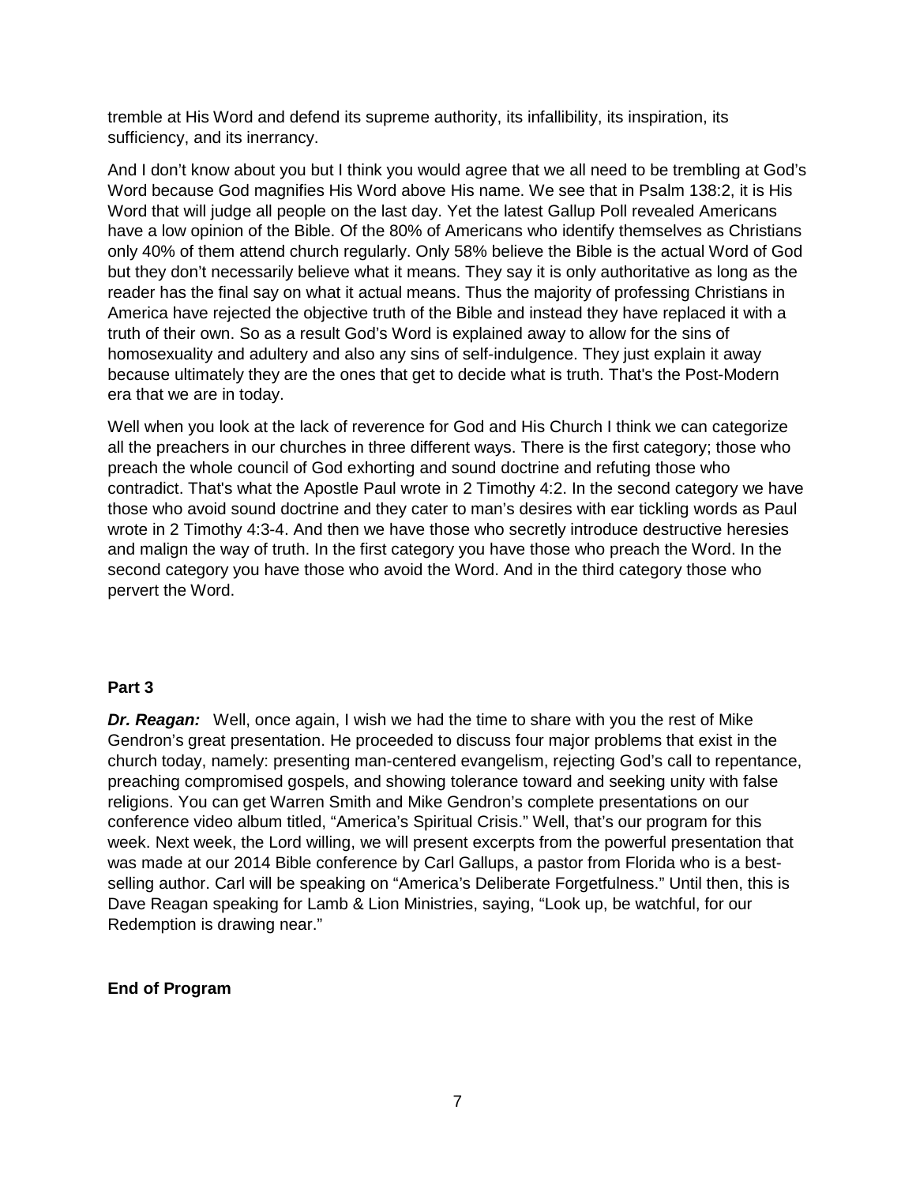tremble at His Word and defend its supreme authority, its infallibility, its inspiration, its sufficiency, and its inerrancy.

And I don't know about you but I think you would agree that we all need to be trembling at God's Word because God magnifies His Word above His name. We see that in Psalm 138:2, it is His Word that will judge all people on the last day. Yet the latest Gallup Poll revealed Americans have a low opinion of the Bible. Of the 80% of Americans who identify themselves as Christians only 40% of them attend church regularly. Only 58% believe the Bible is the actual Word of God but they don't necessarily believe what it means. They say it is only authoritative as long as the reader has the final say on what it actual means. Thus the majority of professing Christians in America have rejected the objective truth of the Bible and instead they have replaced it with a truth of their own. So as a result God's Word is explained away to allow for the sins of homosexuality and adultery and also any sins of self-indulgence. They just explain it away because ultimately they are the ones that get to decide what is truth. That's the Post-Modern era that we are in today.

Well when you look at the lack of reverence for God and His Church I think we can categorize all the preachers in our churches in three different ways. There is the first category; those who preach the whole council of God exhorting and sound doctrine and refuting those who contradict. That's what the Apostle Paul wrote in 2 Timothy 4:2. In the second category we have those who avoid sound doctrine and they cater to man's desires with ear tickling words as Paul wrote in 2 Timothy 4:3-4. And then we have those who secretly introduce destructive heresies and malign the way of truth. In the first category you have those who preach the Word. In the second category you have those who avoid the Word. And in the third category those who pervert the Word.

**Part 3**

***Dr. Reagan:*** Well, once again, I wish we had the time to share with you the rest of Mike Gendron's great presentation. He proceeded to discuss four major problems that exist in the church today, namely: presenting man-centered evangelism, rejecting God's call to repentance, preaching compromised gospels, and showing tolerance toward and seeking unity with false religions. You can get Warren Smith and Mike Gendron's complete presentations on our conference video album titled, "America's Spiritual Crisis." Well, that's our program for this week. Next week, the Lord willing, we will present excerpts from the powerful presentation that was made at our 2014 Bible conference by Carl Gallups, a pastor from Florida who is a best-selling author. Carl will be speaking on "America's Deliberate Forgetfulness." Until then, this is Dave Reagan speaking for Lamb & Lion Ministries, saying, "Look up, be watchful, for our Redemption is drawing near."

**End of Program**